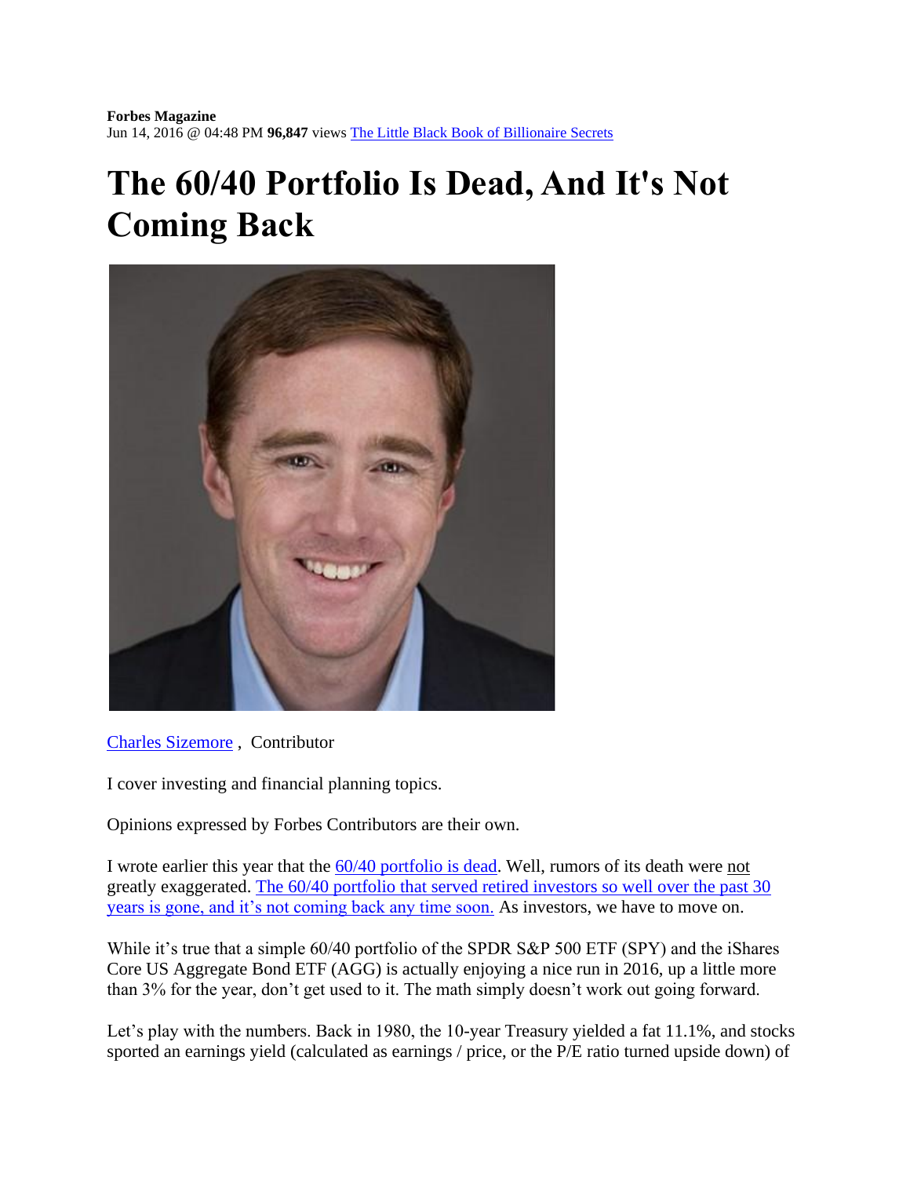**Forbes Magazine**
Jun 14, 2016 @ 04:48 PM **96,847** views [The Little Black Book of Billionaire Secrets]

# The 60/40 Portfolio Is Dead, And It's Not Coming Back

[Charles Sizemore] , Contributor

I cover investing and financial planning topics.

Opinions expressed by Forbes Contributors are their own.

I wrote earlier this year that the [60/40 portfolio is dead]. Well, rumors of its death were not greatly exaggerated. [The 60/40 portfolio that served retired investors so well over the past 30 years is gone, and it's not coming back any time soon.] As investors, we have to move on.

While it's true that a simple 60/40 portfolio of the SPDR S&P 500 ETF (SPY) and the iShares Core US Aggregate Bond ETF (AGG) is actually enjoying a nice run in 2016, up a little more than 3% for the year, don't get used to it. The math simply doesn't work out going forward.

Let's play with the numbers. Back in 1980, the 10-year Treasury yielded a fat 11.1%, and stocks sported an earnings yield (calculated as earnings / price, or the P/E ratio turned upside down) of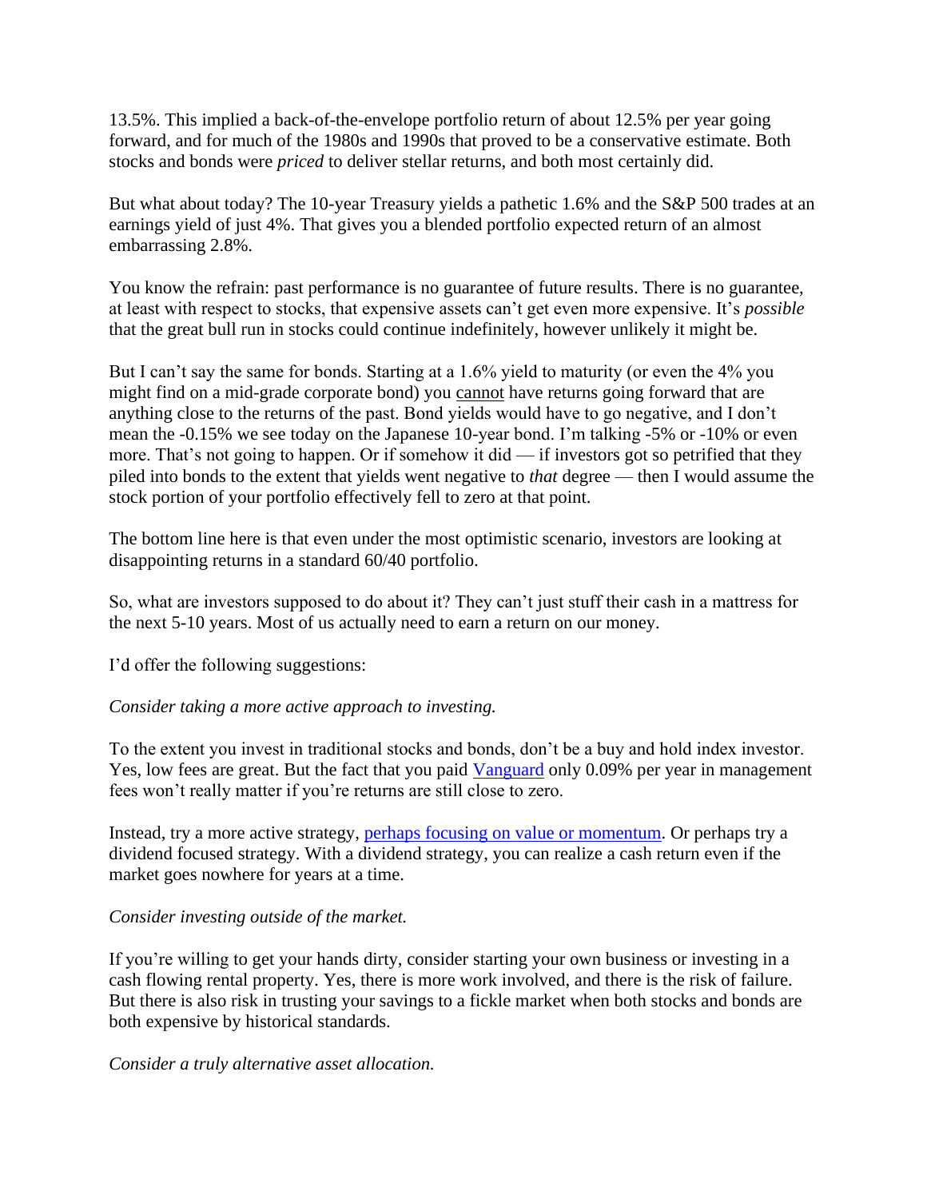13.5%. This implied a back-of-the-envelope portfolio return of about 12.5% per year going forward, and for much of the 1980s and 1990s that proved to be a conservative estimate. Both stocks and bonds were *priced* to deliver stellar returns, and both most certainly did.

But what about today? The 10-year Treasury yields a pathetic 1.6% and the S&P 500 trades at an earnings yield of just 4%. That gives you a blended portfolio expected return of an almost embarrassing 2.8%.

You know the refrain: past performance is no guarantee of future results. There is no guarantee, at least with respect to stocks, that expensive assets can't get even more expensive. It's *possible* that the great bull run in stocks could continue indefinitely, however unlikely it might be.

But I can't say the same for bonds. Starting at a 1.6% yield to maturity (or even the 4% you might find on a mid-grade corporate bond) you cannot have returns going forward that are anything close to the returns of the past. Bond yields would have to go negative, and I don't mean the -0.15% we see today on the Japanese 10-year bond. I'm talking -5% or -10% or even more. That's not going to happen. Or if somehow it did — if investors got so petrified that they piled into bonds to the extent that yields went negative to *that* degree — then I would assume the stock portion of your portfolio effectively fell to zero at that point.

The bottom line here is that even under the most optimistic scenario, investors are looking at disappointing returns in a standard 60/40 portfolio.

So, what are investors supposed to do about it? They can't just stuff their cash in a mattress for the next 5-10 years. Most of us actually need to earn a return on our money.

I'd offer the following suggestions:

*Consider taking a more active approach to investing.*

To the extent you invest in traditional stocks and bonds, don't be a buy and hold index investor. Yes, low fees are great. But the fact that you paid Vanguard only 0.09% per year in management fees won't really matter if you're returns are still close to zero.

Instead, try a more active strategy, perhaps focusing on value or momentum. Or perhaps try a dividend focused strategy. With a dividend strategy, you can realize a cash return even if the market goes nowhere for years at a time.

*Consider investing outside of the market.*

If you're willing to get your hands dirty, consider starting your own business or investing in a cash flowing rental property. Yes, there is more work involved, and there is the risk of failure. But there is also risk in trusting your savings to a fickle market when both stocks and bonds are both expensive by historical standards.

*Consider a truly alternative asset allocation.*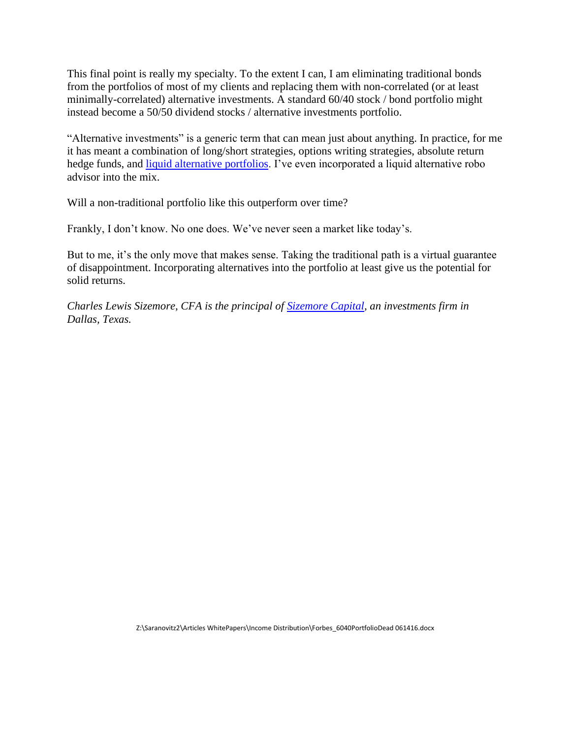This final point is really my specialty. To the extent I can, I am eliminating traditional bonds from the portfolios of most of my clients and replacing them with non-correlated (or at least minimally-correlated) alternative investments. A standard 60/40 stock / bond portfolio might instead become a 50/50 dividend stocks / alternative investments portfolio.

"Alternative investments" is a generic term that can mean just about anything. In practice, for me it has meant a combination of long/short strategies, options writing strategies, absolute return hedge funds, and liquid alternative portfolios. I've even incorporated a liquid alternative robo advisor into the mix.

Will a non-traditional portfolio like this outperform over time?

Frankly, I don't know. No one does. We've never seen a market like today's.

But to me, it's the only move that makes sense. Taking the traditional path is a virtual guarantee of disappointment. Incorporating alternatives into the portfolio at least give us the potential for solid returns.

*Charles Lewis Sizemore, CFA is the principal of Sizemore Capital, an investments firm in Dallas, Texas.*